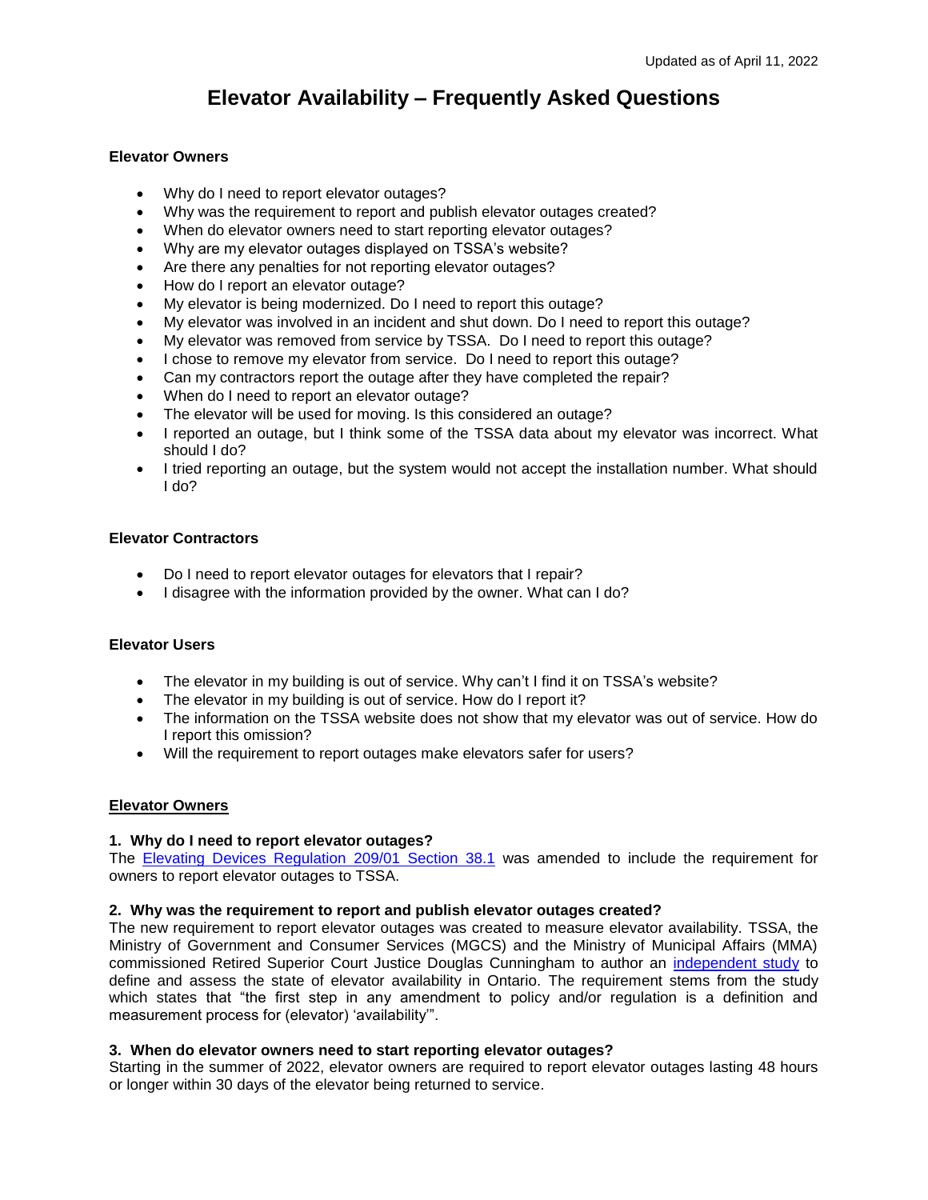Updated as of April 11, 2022

# Elevator Availability – Frequently Asked Questions

**Elevator Owners**

- Why do I need to report elevator outages?
- Why was the requirement to report and publish elevator outages created?
- When do elevator owners need to start reporting elevator outages?
- Why are my elevator outages displayed on TSSA's website?
- Are there any penalties for not reporting elevator outages?
- How do I report an elevator outage?
- My elevator is being modernized. Do I need to report this outage?
- My elevator was involved in an incident and shut down. Do I need to report this outage?
- My elevator was removed from service by TSSA. Do I need to report this outage?
- I chose to remove my elevator from service. Do I need to report this outage?
- Can my contractors report the outage after they have completed the repair?
- When do I need to report an elevator outage?
- The elevator will be used for moving. Is this considered an outage?
- I reported an outage, but I think some of the TSSA data about my elevator was incorrect. What should I do?
- I tried reporting an outage, but the system would not accept the installation number. What should I do?

**Elevator Contractors**

- Do I need to report elevator outages for elevators that I repair?
- I disagree with the information provided by the owner. What can I do?

**Elevator Users**

- The elevator in my building is out of service. Why can't I find it on TSSA's website?
- The elevator in my building is out of service. How do I report it?
- The information on the TSSA website does not show that my elevator was out of service. How do I report this omission?
- Will the requirement to report outages make elevators safer for users?

## Elevator Owners

### 1. Why do I need to report elevator outages?

The Elevating Devices Regulation 209/01 Section 38.1 was amended to include the requirement for owners to report elevator outages to TSSA.

### 2. Why was the requirement to report and publish elevator outages created?

The new requirement to report elevator outages was created to measure elevator availability. TSSA, the Ministry of Government and Consumer Services (MGCS) and the Ministry of Municipal Affairs (MMA) commissioned Retired Superior Court Justice Douglas Cunningham to author an independent study to define and assess the state of elevator availability in Ontario. The requirement stems from the study which states that "the first step in any amendment to policy and/or regulation is a definition and measurement process for (elevator) 'availability'".

### 3. When do elevator owners need to start reporting elevator outages?

Starting in the summer of 2022, elevator owners are required to report elevator outages lasting 48 hours or longer within 30 days of the elevator being returned to service.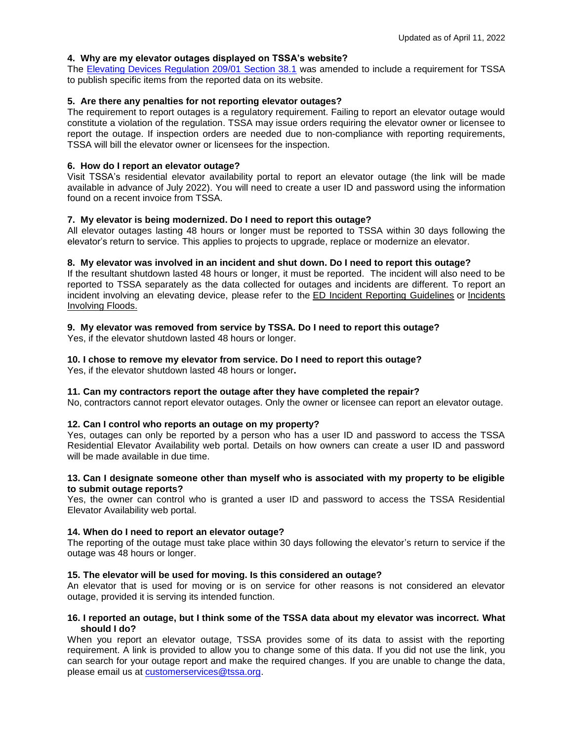Updated as of April 11, 2022

**4. Why are my elevator outages displayed on TSSA's website?**

The Elevating Devices Regulation 209/01 Section 38.1 was amended to include a requirement for TSSA to publish specific items from the reported data on its website.

**5. Are there any penalties for not reporting elevator outages?**

The requirement to report outages is a regulatory requirement. Failing to report an elevator outage would constitute a violation of the regulation. TSSA may issue orders requiring the elevator owner or licensee to report the outage. If inspection orders are needed due to non-compliance with reporting requirements, TSSA will bill the elevator owner or licensees for the inspection.

**6. How do I report an elevator outage?**

Visit TSSA's residential elevator availability portal to report an elevator outage (the link will be made available in advance of July 2022). You will need to create a user ID and password using the information found on a recent invoice from TSSA.

**7. My elevator is being modernized. Do I need to report this outage?**

All elevator outages lasting 48 hours or longer must be reported to TSSA within 30 days following the elevator's return to service. This applies to projects to upgrade, replace or modernize an elevator.

**8. My elevator was involved in an incident and shut down. Do I need to report this outage?**

If the resultant shutdown lasted 48 hours or longer, it must be reported. The incident will also need to be reported to TSSA separately as the data collected for outages and incidents are different. To report an incident involving an elevating device, please refer to the ED Incident Reporting Guidelines or Incidents Involving Floods.

**9. My elevator was removed from service by TSSA. Do I need to report this outage?**

Yes, if the elevator shutdown lasted 48 hours or longer.

**10. I chose to remove my elevator from service. Do I need to report this outage?**

Yes, if the elevator shutdown lasted 48 hours or longer**.**

**11. Can my contractors report the outage after they have completed the repair?**

No, contractors cannot report elevator outages. Only the owner or licensee can report an elevator outage.

**12. Can I control who reports an outage on my property?**

Yes, outages can only be reported by a person who has a user ID and password to access the TSSA Residential Elevator Availability web portal. Details on how owners can create a user ID and password will be made available in due time.

**13. Can I designate someone other than myself who is associated with my property to be eligible to submit outage reports?**

Yes, the owner can control who is granted a user ID and password to access the TSSA Residential Elevator Availability web portal.

**14. When do I need to report an elevator outage?**

The reporting of the outage must take place within 30 days following the elevator's return to service if the outage was 48 hours or longer.

**15. The elevator will be used for moving. Is this considered an outage?**

An elevator that is used for moving or is on service for other reasons is not considered an elevator outage, provided it is serving its intended function.

**16. I reported an outage, but I think some of the TSSA data about my elevator was incorrect. What should I do?**

When you report an elevator outage, TSSA provides some of its data to assist with the reporting requirement. A link is provided to allow you to change some of this data. If you did not use the link, you can search for your outage report and make the required changes. If you are unable to change the data, please email us at customerservices@tssa.org.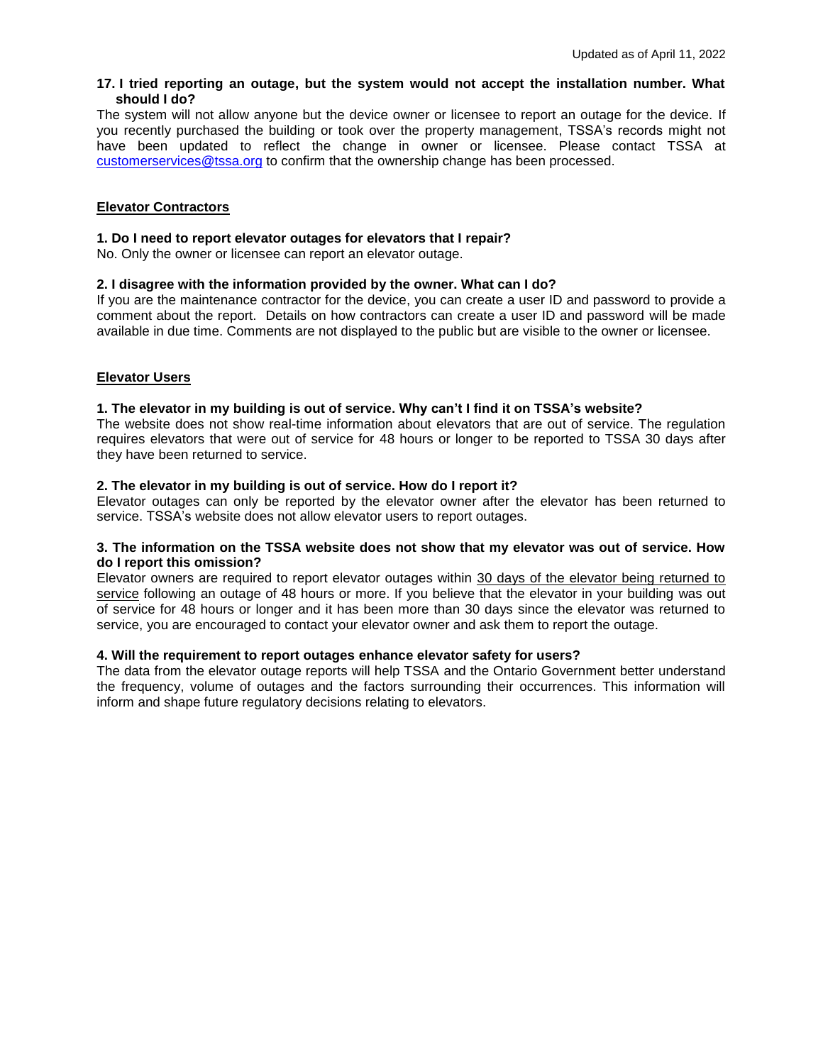Updated as of April 11, 2022

**17. I tried reporting an outage, but the system would not accept the installation number. What should I do?**

The system will not allow anyone but the device owner or licensee to report an outage for the device. If you recently purchased the building or took over the property management, TSSA's records might not have been updated to reflect the change in owner or licensee. Please contact TSSA at customerservices@tssa.org to confirm that the ownership change has been processed.

## Elevator Contractors

**1. Do I need to report elevator outages for elevators that I repair?**

No. Only the owner or licensee can report an elevator outage.

**2. I disagree with the information provided by the owner. What can I do?**

If you are the maintenance contractor for the device, you can create a user ID and password to provide a comment about the report. Details on how contractors can create a user ID and password will be made available in due time. Comments are not displayed to the public but are visible to the owner or licensee.

## Elevator Users

**1. The elevator in my building is out of service. Why can't I find it on TSSA's website?**

The website does not show real-time information about elevators that are out of service. The regulation requires elevators that were out of service for 48 hours or longer to be reported to TSSA 30 days after they have been returned to service.

**2. The elevator in my building is out of service. How do I report it?**

Elevator outages can only be reported by the elevator owner after the elevator has been returned to service. TSSA's website does not allow elevator users to report outages.

**3. The information on the TSSA website does not show that my elevator was out of service. How do I report this omission?**

Elevator owners are required to report elevator outages within 30 days of the elevator being returned to service following an outage of 48 hours or more. If you believe that the elevator in your building was out of service for 48 hours or longer and it has been more than 30 days since the elevator was returned to service, you are encouraged to contact your elevator owner and ask them to report the outage.

**4. Will the requirement to report outages enhance elevator safety for users?**

The data from the elevator outage reports will help TSSA and the Ontario Government better understand the frequency, volume of outages and the factors surrounding their occurrences. This information will inform and shape future regulatory decisions relating to elevators.